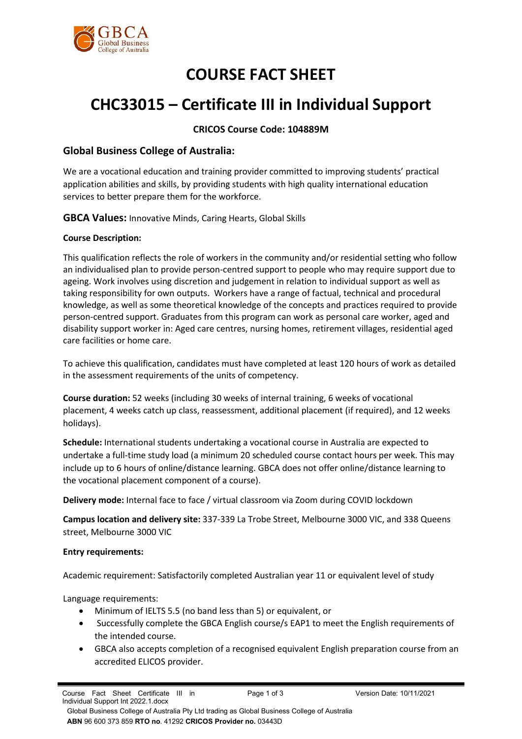# COURSE FACT SHEET

# CHC33015 – Certificate III in Individual Support

**CRICOS Course Code: 104889M**

## Global Business College of Australia:

We are a vocational education and training provider committed to improving students' practical application abilities and skills, by providing students with high quality international education services to better prepare them for the workforce.

**GBCA Values:** Innovative Minds, Caring Hearts, Global Skills

**Course Description:**

This qualification reflects the role of workers in the community and/or residential setting who follow an individualised plan to provide person-centred support to people who may require support due to ageing. Work involves using discretion and judgement in relation to individual support as well as taking responsibility for own outputs. Workers have a range of factual, technical and procedural knowledge, as well as some theoretical knowledge of the concepts and practices required to provide person-centred support. Graduates from this program can work as personal care worker, aged and disability support worker in: Aged care centres, nursing homes, retirement villages, residential aged care facilities or home care.

To achieve this qualification, candidates must have completed at least 120 hours of work as detailed in the assessment requirements of the units of competency.

**Course duration:** 52 weeks (including 30 weeks of internal training, 6 weeks of vocational placement, 4 weeks catch up class, reassessment, additional placement (if required), and 12 weeks holidays).

**Schedule:** International students undertaking a vocational course in Australia are expected to undertake a full-time study load (a minimum 20 scheduled course contact hours per week. This may include up to 6 hours of online/distance learning. GBCA does not offer online/distance learning to the vocational placement component of a course).

**Delivery mode:** Internal face to face / virtual classroom via Zoom during COVID lockdown

**Campus location and delivery site:** 337-339 La Trobe Street, Melbourne 3000 VIC, and 338 Queens street, Melbourne 3000 VIC

**Entry requirements:**

Academic requirement: Satisfactorily completed Australian year 11 or equivalent level of study

Language requirements:

- Minimum of IELTS 5.5 (no band less than 5) or equivalent, or
- Successfully complete the GBCA English course/s EAP1 to meet the English requirements of the intended course.
- GBCA also accepts completion of a recognised equivalent English preparation course from an accredited ELICOS provider.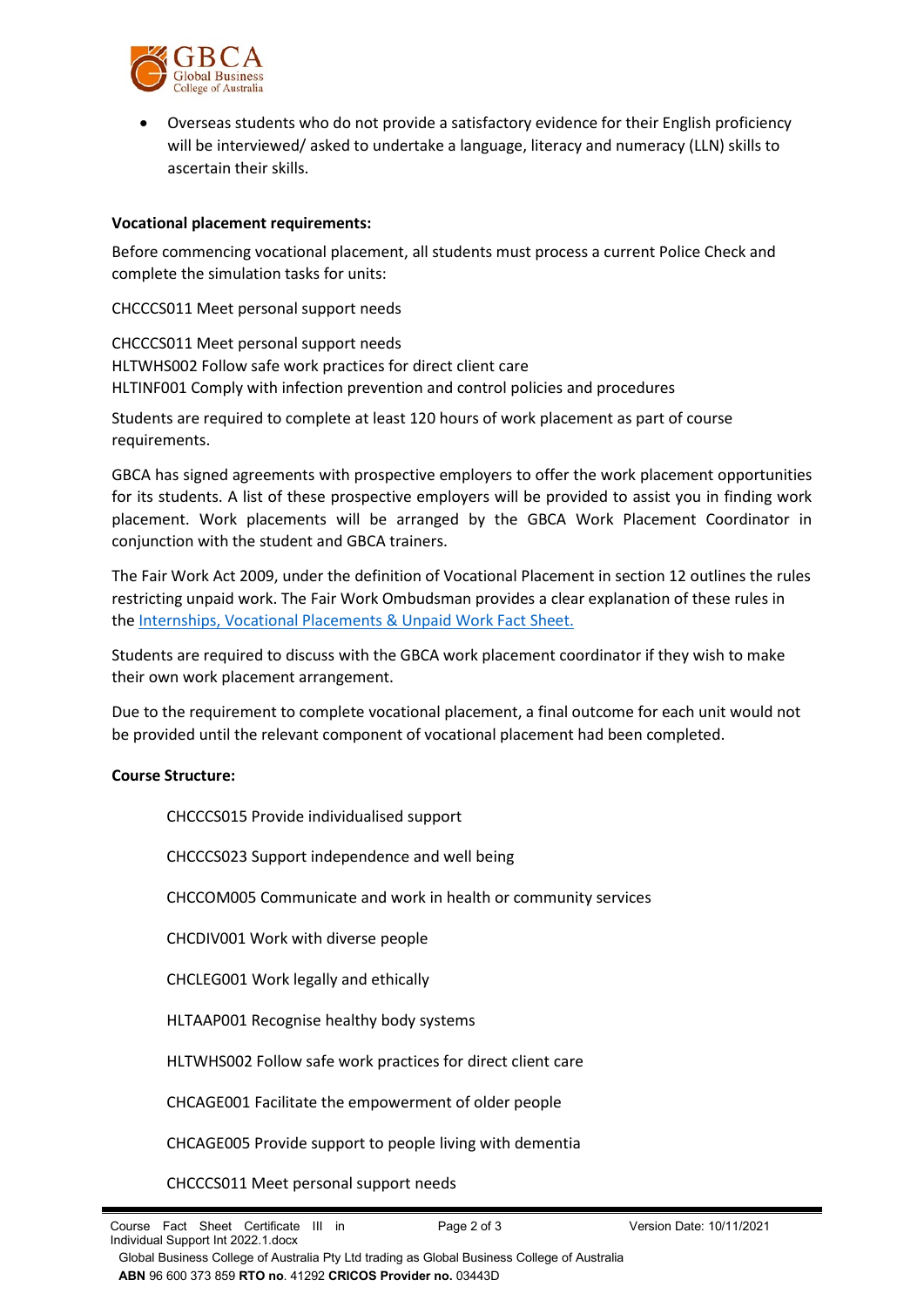- Overseas students who do not provide a satisfactory evidence for their English proficiency will be interviewed/ asked to undertake a language, literacy and numeracy (LLN) skills to ascertain their skills.

**Vocational placement requirements:**

Before commencing vocational placement, all students must process a current Police Check and complete the simulation tasks for units:

CHCCCS011 Meet personal support needs

CHCCCS011 Meet personal support needs
HLTWHS002 Follow safe work practices for direct client care
HLTINF001 Comply with infection prevention and control policies and procedures

Students are required to complete at least 120 hours of work placement as part of course requirements.

GBCA has signed agreements with prospective employers to offer the work placement opportunities for its students. A list of these prospective employers will be provided to assist you in finding work placement. Work placements will be arranged by the GBCA Work Placement Coordinator in conjunction with the student and GBCA trainers.

The Fair Work Act 2009, under the definition of Vocational Placement in section 12 outlines the rules restricting unpaid work. The Fair Work Ombudsman provides a clear explanation of these rules in the Internships, Vocational Placements & Unpaid Work Fact Sheet.

Students are required to discuss with the GBCA work placement coordinator if they wish to make their own work placement arrangement.

Due to the requirement to complete vocational placement, a final outcome for each unit would not be provided until the relevant component of vocational placement had been completed.

**Course Structure:**

CHCCCS015 Provide individualised support

CHCCCS023 Support independence and well being

CHCCOM005 Communicate and work in health or community services

CHCDIV001 Work with diverse people

CHCLEG001 Work legally and ethically

HLTAAP001 Recognise healthy body systems

HLTWHS002 Follow safe work practices for direct client care

CHCAGE001 Facilitate the empowerment of older people

CHCAGE005 Provide support to people living with dementia

CHCCCS011 Meet personal support needs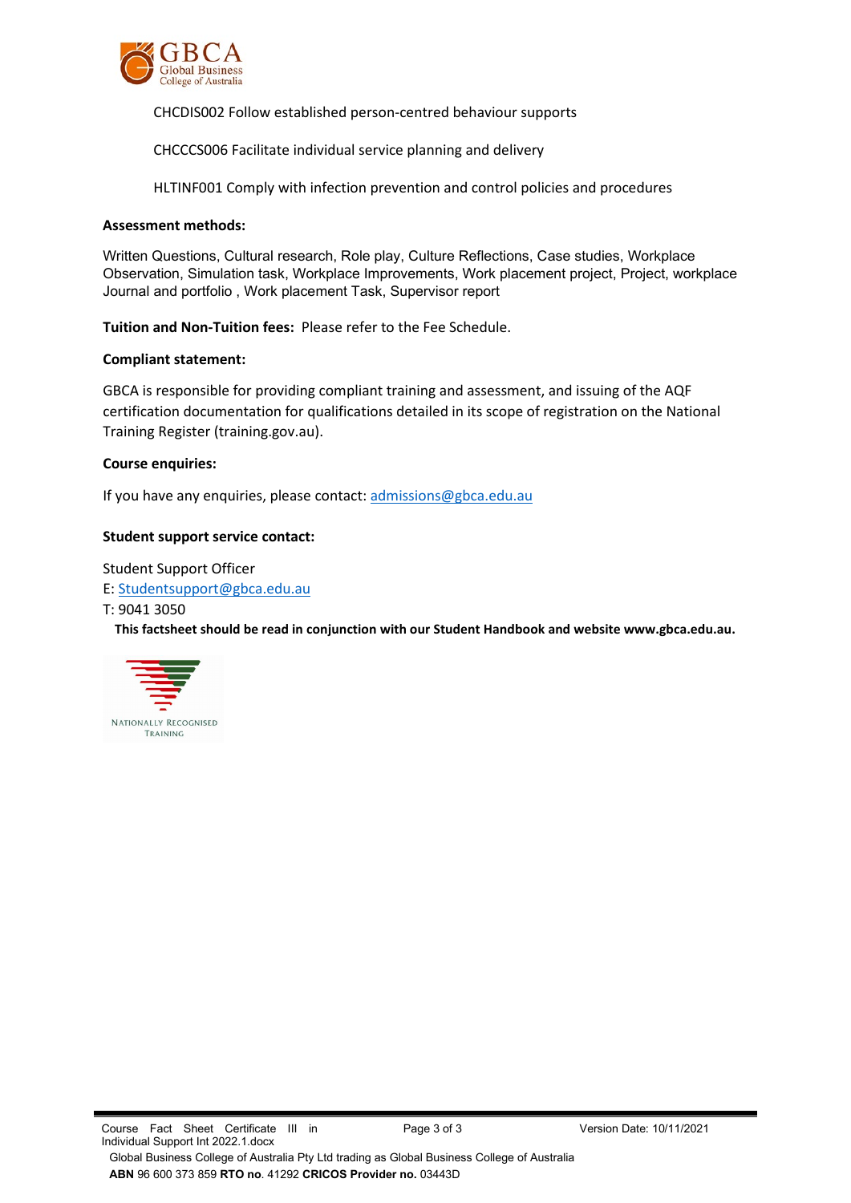CHCDIS002 Follow established person-centred behaviour supports

CHCCCS006 Facilitate individual service planning and delivery

HLTINF001 Comply with infection prevention and control policies and procedures

**Assessment methods:**

Written Questions, Cultural research, Role play, Culture Reflections, Case studies, Workplace Observation, Simulation task, Workplace Improvements, Work placement project, Project, workplace Journal and portfolio , Work placement Task, Supervisor report

**Tuition and Non-Tuition fees:** Please refer to the Fee Schedule.

**Compliant statement:**

GBCA is responsible for providing compliant training and assessment, and issuing of the AQF certification documentation for qualifications detailed in its scope of registration on the National Training Register (training.gov.au).

**Course enquiries:**

If you have any enquiries, please contact: admissions@gbca.edu.au

**Student support service contact:**

Student Support Officer
E: Studentsupport@gbca.edu.au
T: 9041 3050

**This factsheet should be read in conjunction with our Student Handbook and website www.gbca.edu.au.**

NATIONALLY RECOGNISED TRAINING